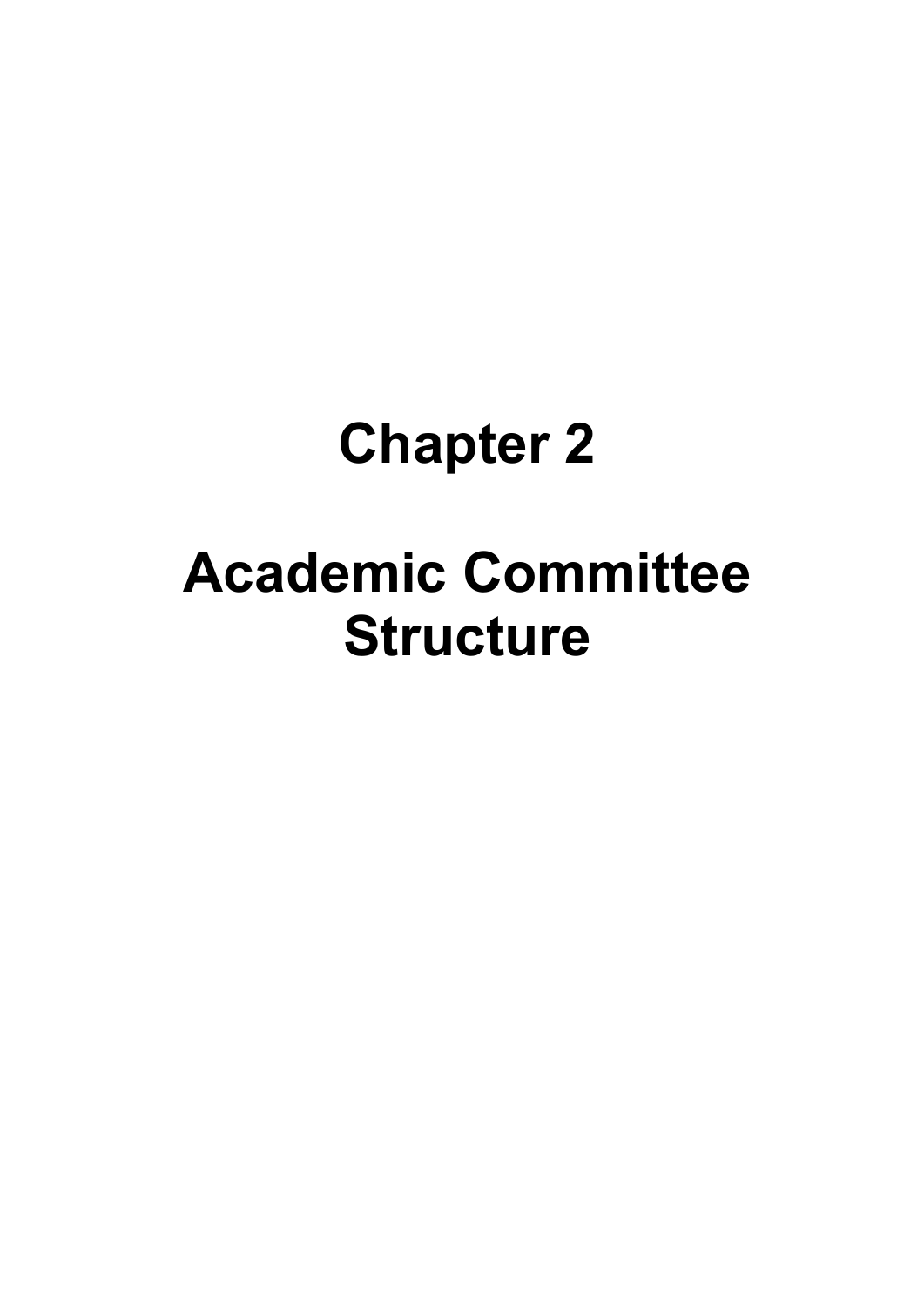# Chapter 2

# Academic Committee Structure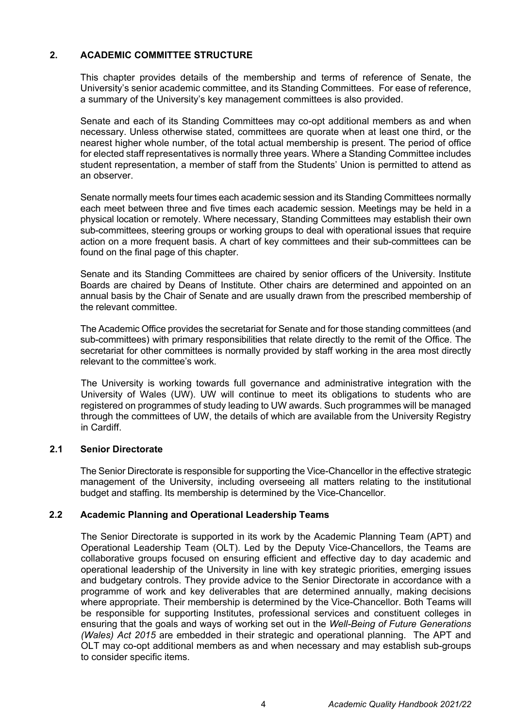## 2. ACADEMIC COMMITTEE STRUCTURE

This chapter provides details of the membership and terms of reference of Senate, the University's senior academic committee, and its Standing Committees. For ease of reference, a summary of the University's key management committees is also provided.

Senate and each of its Standing Committees may co-opt additional members as and when necessary. Unless otherwise stated, committees are quorate when at least one third, or the nearest higher whole number, of the total actual membership is present. The period of office for elected staff representatives is normally three years. Where a Standing Committee includes student representation, a member of staff from the Students' Union is permitted to attend as an observer.

Senate normally meets four times each academic session and its Standing Committees normally each meet between three and five times each academic session. Meetings may be held in a physical location or remotely. Where necessary, Standing Committees may establish their own sub-committees, steering groups or working groups to deal with operational issues that require action on a more frequent basis. A chart of key committees and their sub-committees can be found on the final page of this chapter.

Senate and its Standing Committees are chaired by senior officers of the University. Institute Boards are chaired by Deans of Institute. Other chairs are determined and appointed on an annual basis by the Chair of Senate and are usually drawn from the prescribed membership of the relevant committee.

The Academic Office provides the secretariat for Senate and for those standing committees (and sub-committees) with primary responsibilities that relate directly to the remit of the Office. The secretariat for other committees is normally provided by staff working in the area most directly relevant to the committee's work.

The University is working towards full governance and administrative integration with the University of Wales (UW). UW will continue to meet its obligations to students who are registered on programmes of study leading to UW awards. Such programmes will be managed through the committees of UW, the details of which are available from the University Registry in Cardiff.

### 2.1 Senior Directorate

The Senior Directorate is responsible for supporting the Vice-Chancellor in the effective strategic management of the University, including overseeing all matters relating to the institutional budget and staffing. Its membership is determined by the Vice-Chancellor.

### 2.2 Academic Planning and Operational Leadership Teams

The Senior Directorate is supported in its work by the Academic Planning Team (APT) and Operational Leadership Team (OLT). Led by the Deputy Vice-Chancellors, the Teams are collaborative groups focused on ensuring efficient and effective day to day academic and operational leadership of the University in line with key strategic priorities, emerging issues and budgetary controls. They provide advice to the Senior Directorate in accordance with a programme of work and key deliverables that are determined annually, making decisions where appropriate. Their membership is determined by the Vice-Chancellor. Both Teams will be responsible for supporting Institutes, professional services and constituent colleges in ensuring that the goals and ways of working set out in the *Well-Being of Future Generations (Wales) Act 2015* are embedded in their strategic and operational planning. The APT and OLT may co-opt additional members as and when necessary and may establish sub-groups to consider specific items.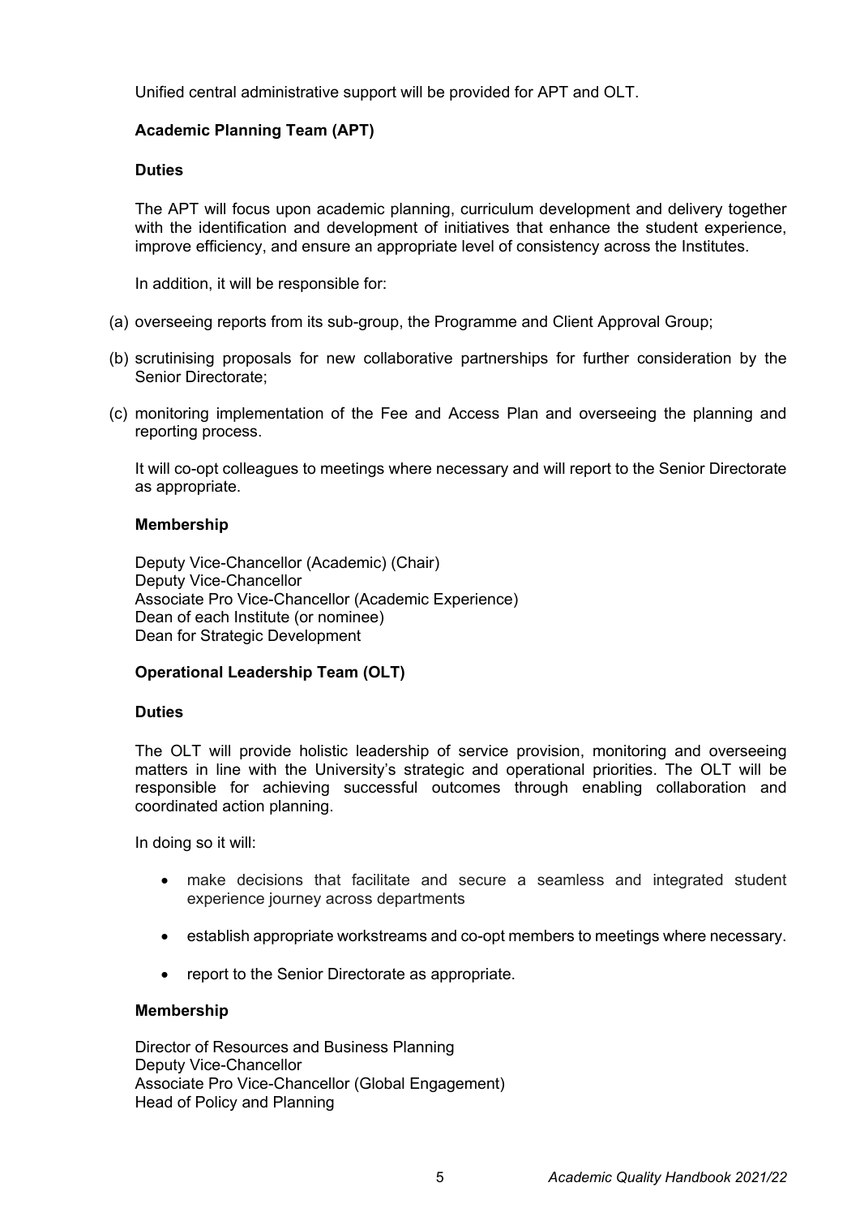Unified central administrative support will be provided for APT and OLT.

### Academic Planning Team (APT)

**Duties**

The APT will focus upon academic planning, curriculum development and delivery together with the identification and development of initiatives that enhance the student experience, improve efficiency, and ensure an appropriate level of consistency across the Institutes.

In addition, it will be responsible for:

(a) overseeing reports from its sub-group, the Programme and Client Approval Group;

(b) scrutinising proposals for new collaborative partnerships for further consideration by the Senior Directorate;

(c) monitoring implementation of the Fee and Access Plan and overseeing the planning and reporting process.

It will co-opt colleagues to meetings where necessary and will report to the Senior Directorate as appropriate.

**Membership**

Deputy Vice-Chancellor (Academic) (Chair)
Deputy Vice-Chancellor
Associate Pro Vice-Chancellor (Academic Experience)
Dean of each Institute (or nominee)
Dean for Strategic Development

### Operational Leadership Team (OLT)

**Duties**

The OLT will provide holistic leadership of service provision, monitoring and overseeing matters in line with the University's strategic and operational priorities. The OLT will be responsible for achieving successful outcomes through enabling collaboration and coordinated action planning.

In doing so it will:

- make decisions that facilitate and secure a seamless and integrated student experience journey across departments
- establish appropriate workstreams and co-opt members to meetings where necessary.
- report to the Senior Directorate as appropriate.

**Membership**

Director of Resources and Business Planning
Deputy Vice-Chancellor
Associate Pro Vice-Chancellor (Global Engagement)
Head of Policy and Planning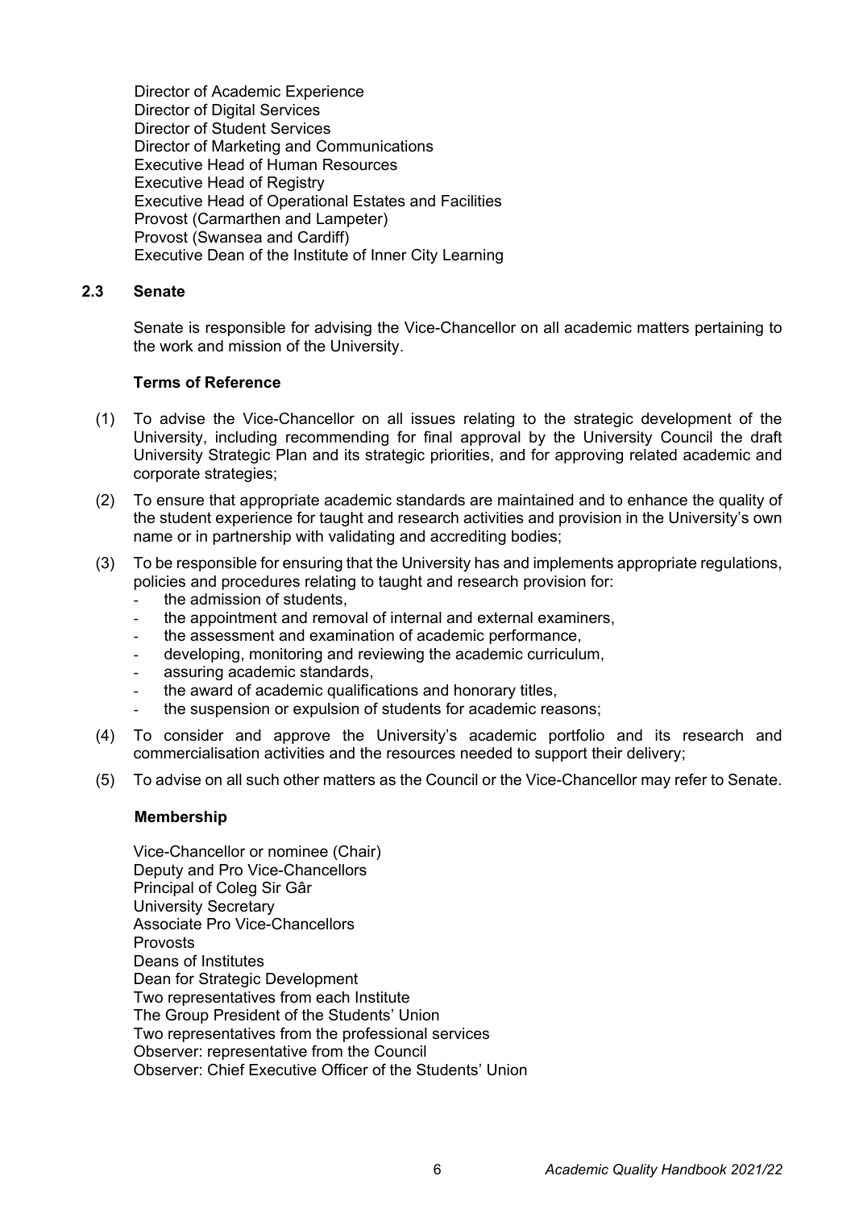Director of Academic Experience
Director of Digital Services
Director of Student Services
Director of Marketing and Communications
Executive Head of Human Resources
Executive Head of Registry
Executive Head of Operational Estates and Facilities
Provost (Carmarthen and Lampeter)
Provost (Swansea and Cardiff)
Executive Dean of the Institute of Inner City Learning

### 2.3 Senate

Senate is responsible for advising the Vice-Chancellor on all academic matters pertaining to the work and mission of the University.

**Terms of Reference**

(1) To advise the Vice-Chancellor on all issues relating to the strategic development of the University, including recommending for final approval by the University Council the draft University Strategic Plan and its strategic priorities, and for approving related academic and corporate strategies;

(2) To ensure that appropriate academic standards are maintained and to enhance the quality of the student experience for taught and research activities and provision in the University's own name or in partnership with validating and accrediting bodies;

(3) To be responsible for ensuring that the University has and implements appropriate regulations, policies and procedures relating to taught and research provision for:
- the admission of students,
- the appointment and removal of internal and external examiners,
- the assessment and examination of academic performance,
- developing, monitoring and reviewing the academic curriculum,
- assuring academic standards,
- the award of academic qualifications and honorary titles,
- the suspension or expulsion of students for academic reasons;

(4) To consider and approve the University's academic portfolio and its research and commercialisation activities and the resources needed to support their delivery;

(5) To advise on all such other matters as the Council or the Vice-Chancellor may refer to Senate.

**Membership**

Vice-Chancellor or nominee (Chair)
Deputy and Pro Vice-Chancellors
Principal of Coleg Sir Gâr
University Secretary
Associate Pro Vice-Chancellors
Provosts
Deans of Institutes
Dean for Strategic Development
Two representatives from each Institute
The Group President of the Students' Union
Two representatives from the professional services
Observer: representative from the Council
Observer: Chief Executive Officer of the Students' Union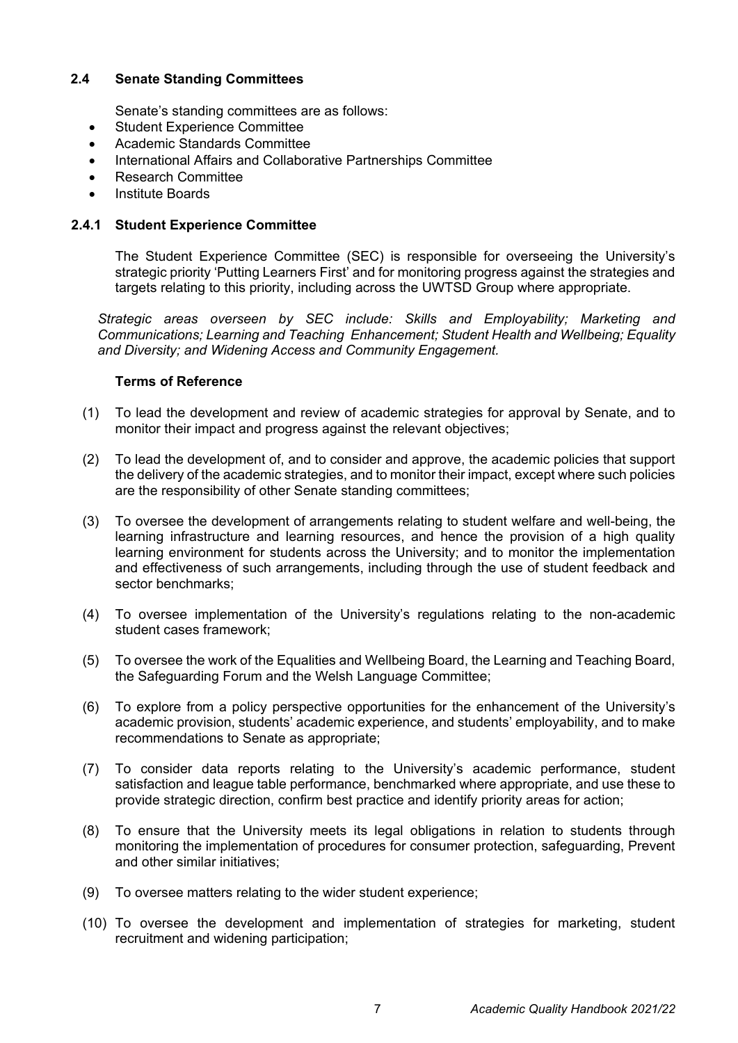## 2.4 Senate Standing Committees

Senate's standing committees are as follows:

- Student Experience Committee
- Academic Standards Committee
- International Affairs and Collaborative Partnerships Committee
- Research Committee
- Institute Boards

### 2.4.1 Student Experience Committee

The Student Experience Committee (SEC) is responsible for overseeing the University's strategic priority 'Putting Learners First' and for monitoring progress against the strategies and targets relating to this priority, including across the UWTSD Group where appropriate.

*Strategic areas overseen by SEC include: Skills and Employability; Marketing and Communications; Learning and Teaching Enhancement; Student Health and Wellbeing; Equality and Diversity; and Widening Access and Community Engagement.*

**Terms of Reference**

(1) To lead the development and review of academic strategies for approval by Senate, and to monitor their impact and progress against the relevant objectives;

(2) To lead the development of, and to consider and approve, the academic policies that support the delivery of the academic strategies, and to monitor their impact, except where such policies are the responsibility of other Senate standing committees;

(3) To oversee the development of arrangements relating to student welfare and well-being, the learning infrastructure and learning resources, and hence the provision of a high quality learning environment for students across the University; and to monitor the implementation and effectiveness of such arrangements, including through the use of student feedback and sector benchmarks;

(4) To oversee implementation of the University's regulations relating to the non-academic student cases framework;

(5) To oversee the work of the Equalities and Wellbeing Board, the Learning and Teaching Board, the Safeguarding Forum and the Welsh Language Committee;

(6) To explore from a policy perspective opportunities for the enhancement of the University's academic provision, students' academic experience, and students' employability, and to make recommendations to Senate as appropriate;

(7) To consider data reports relating to the University's academic performance, student satisfaction and league table performance, benchmarked where appropriate, and use these to provide strategic direction, confirm best practice and identify priority areas for action;

(8) To ensure that the University meets its legal obligations in relation to students through monitoring the implementation of procedures for consumer protection, safeguarding, Prevent and other similar initiatives;

(9) To oversee matters relating to the wider student experience;

(10) To oversee the development and implementation of strategies for marketing, student recruitment and widening participation;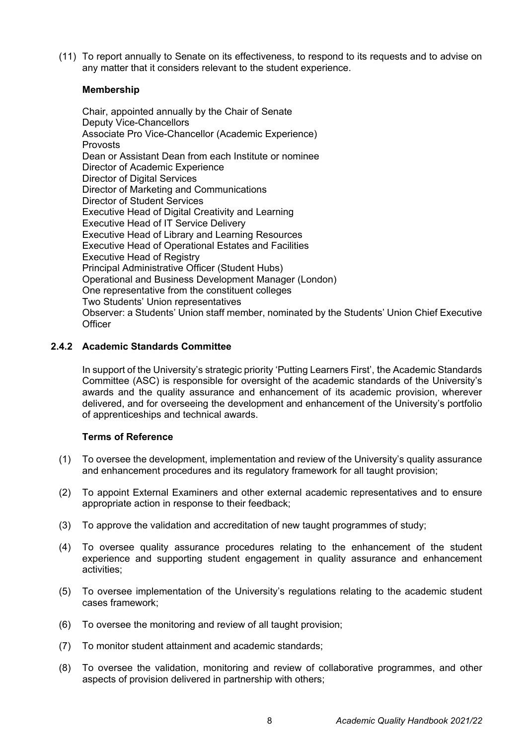(11) To report annually to Senate on its effectiveness, to respond to its requests and to advise on any matter that it considers relevant to the student experience.

**Membership**

Chair, appointed annually by the Chair of Senate
Deputy Vice-Chancellors
Associate Pro Vice-Chancellor (Academic Experience)
Provosts
Dean or Assistant Dean from each Institute or nominee
Director of Academic Experience
Director of Digital Services
Director of Marketing and Communications
Director of Student Services
Executive Head of Digital Creativity and Learning
Executive Head of IT Service Delivery
Executive Head of Library and Learning Resources
Executive Head of Operational Estates and Facilities
Executive Head of Registry
Principal Administrative Officer (Student Hubs)
Operational and Business Development Manager (London)
One representative from the constituent colleges
Two Students' Union representatives
Observer: a Students' Union staff member, nominated by the Students' Union Chief Executive Officer

### 2.4.2 Academic Standards Committee

In support of the University's strategic priority 'Putting Learners First', the Academic Standards Committee (ASC) is responsible for oversight of the academic standards of the University's awards and the quality assurance and enhancement of its academic provision, wherever delivered, and for overseeing the development and enhancement of the University's portfolio of apprenticeships and technical awards.

**Terms of Reference**

(1) To oversee the development, implementation and review of the University's quality assurance and enhancement procedures and its regulatory framework for all taught provision;

(2) To appoint External Examiners and other external academic representatives and to ensure appropriate action in response to their feedback;

(3) To approve the validation and accreditation of new taught programmes of study;

(4) To oversee quality assurance procedures relating to the enhancement of the student experience and supporting student engagement in quality assurance and enhancement activities;

(5) To oversee implementation of the University's regulations relating to the academic student cases framework;

(6) To oversee the monitoring and review of all taught provision;

(7) To monitor student attainment and academic standards;

(8) To oversee the validation, monitoring and review of collaborative programmes, and other aspects of provision delivered in partnership with others;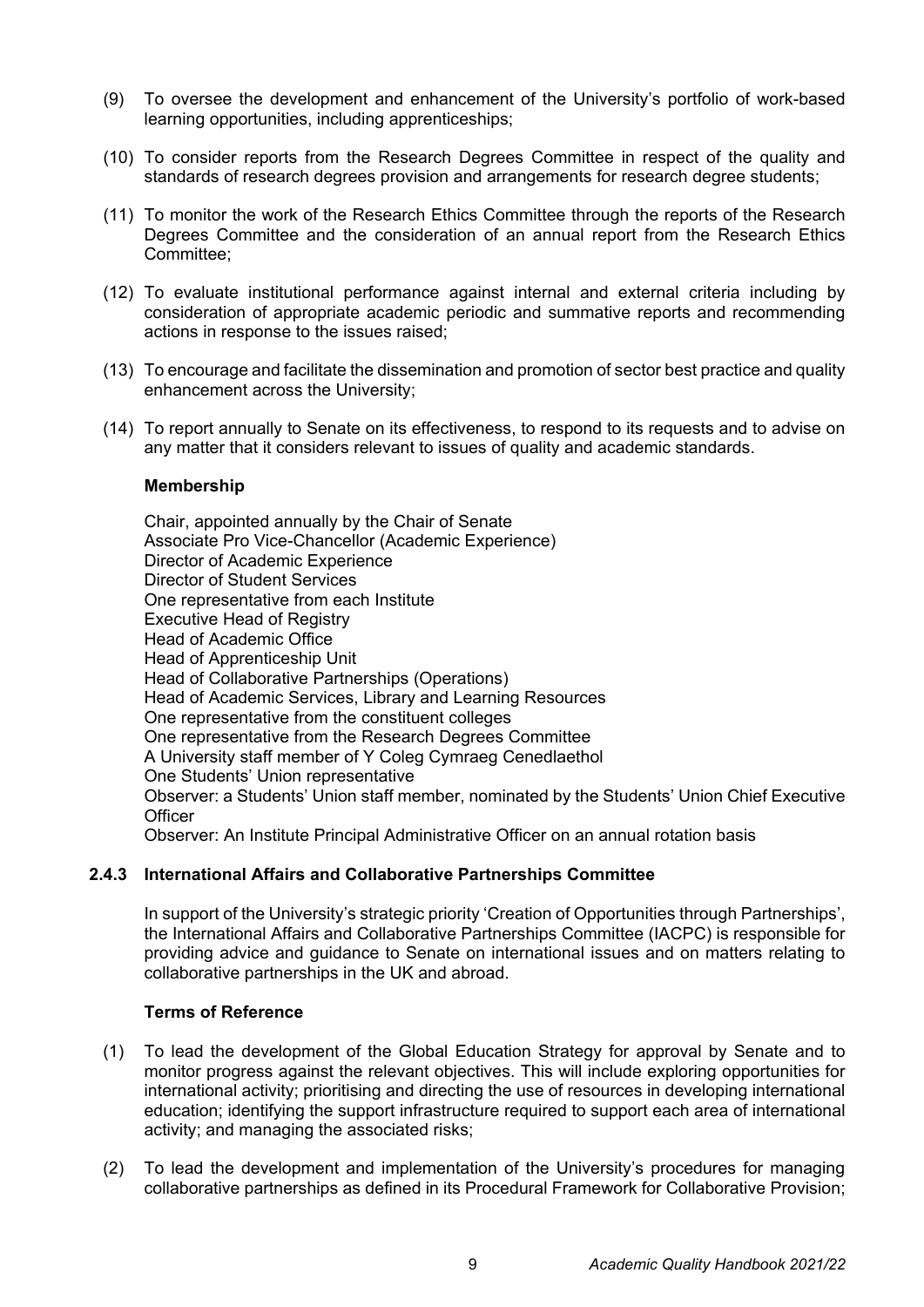(9) To oversee the development and enhancement of the University's portfolio of work-based learning opportunities, including apprenticeships;

(10) To consider reports from the Research Degrees Committee in respect of the quality and standards of research degrees provision and arrangements for research degree students;

(11) To monitor the work of the Research Ethics Committee through the reports of the Research Degrees Committee and the consideration of an annual report from the Research Ethics Committee;

(12) To evaluate institutional performance against internal and external criteria including by consideration of appropriate academic periodic and summative reports and recommending actions in response to the issues raised;

(13) To encourage and facilitate the dissemination and promotion of sector best practice and quality enhancement across the University;

(14) To report annually to Senate on its effectiveness, to respond to its requests and to advise on any matter that it considers relevant to issues of quality and academic standards.

**Membership**

Chair, appointed annually by the Chair of Senate
Associate Pro Vice-Chancellor (Academic Experience)
Director of Academic Experience
Director of Student Services
One representative from each Institute
Executive Head of Registry
Head of Academic Office
Head of Apprenticeship Unit
Head of Collaborative Partnerships (Operations)
Head of Academic Services, Library and Learning Resources
One representative from the constituent colleges
One representative from the Research Degrees Committee
A University staff member of Y Coleg Cymraeg Cenedlaethol
One Students' Union representative
Observer: a Students' Union staff member, nominated by the Students' Union Chief Executive Officer
Observer: An Institute Principal Administrative Officer on an annual rotation basis

### 2.4.3 International Affairs and Collaborative Partnerships Committee

In support of the University's strategic priority 'Creation of Opportunities through Partnerships', the International Affairs and Collaborative Partnerships Committee (IACPC) is responsible for providing advice and guidance to Senate on international issues and on matters relating to collaborative partnerships in the UK and abroad.

**Terms of Reference**

(1) To lead the development of the Global Education Strategy for approval by Senate and to monitor progress against the relevant objectives. This will include exploring opportunities for international activity; prioritising and directing the use of resources in developing international education; identifying the support infrastructure required to support each area of international activity; and managing the associated risks;

(2) To lead the development and implementation of the University's procedures for managing collaborative partnerships as defined in its Procedural Framework for Collaborative Provision;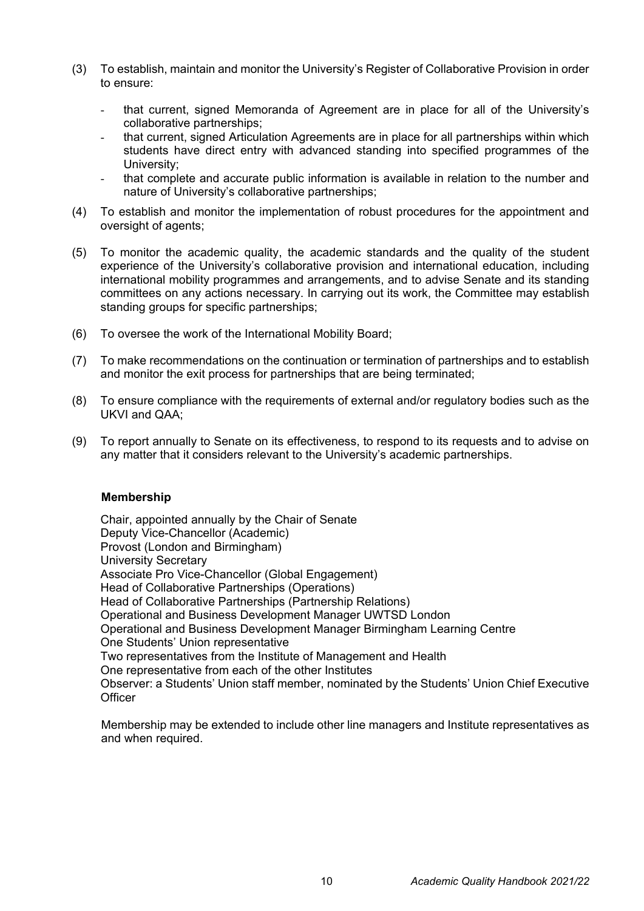(3) To establish, maintain and monitor the University's Register of Collaborative Provision in order to ensure:

- that current, signed Memoranda of Agreement are in place for all of the University's collaborative partnerships;
- that current, signed Articulation Agreements are in place for all partnerships within which students have direct entry with advanced standing into specified programmes of the University;
- that complete and accurate public information is available in relation to the number and nature of University's collaborative partnerships;

(4) To establish and monitor the implementation of robust procedures for the appointment and oversight of agents;

(5) To monitor the academic quality, the academic standards and the quality of the student experience of the University's collaborative provision and international education, including international mobility programmes and arrangements, and to advise Senate and its standing committees on any actions necessary. In carrying out its work, the Committee may establish standing groups for specific partnerships;

(6) To oversee the work of the International Mobility Board;

(7) To make recommendations on the continuation or termination of partnerships and to establish and monitor the exit process for partnerships that are being terminated;

(8) To ensure compliance with the requirements of external and/or regulatory bodies such as the UKVI and QAA;

(9) To report annually to Senate on its effectiveness, to respond to its requests and to advise on any matter that it considers relevant to the University's academic partnerships.

**Membership**

Chair, appointed annually by the Chair of Senate
Deputy Vice-Chancellor (Academic)
Provost (London and Birmingham)
University Secretary
Associate Pro Vice-Chancellor (Global Engagement)
Head of Collaborative Partnerships (Operations)
Head of Collaborative Partnerships (Partnership Relations)
Operational and Business Development Manager UWTSD London
Operational and Business Development Manager Birmingham Learning Centre
One Students' Union representative
Two representatives from the Institute of Management and Health
One representative from each of the other Institutes
Observer: a Students' Union staff member, nominated by the Students' Union Chief Executive Officer

Membership may be extended to include other line managers and Institute representatives as and when required.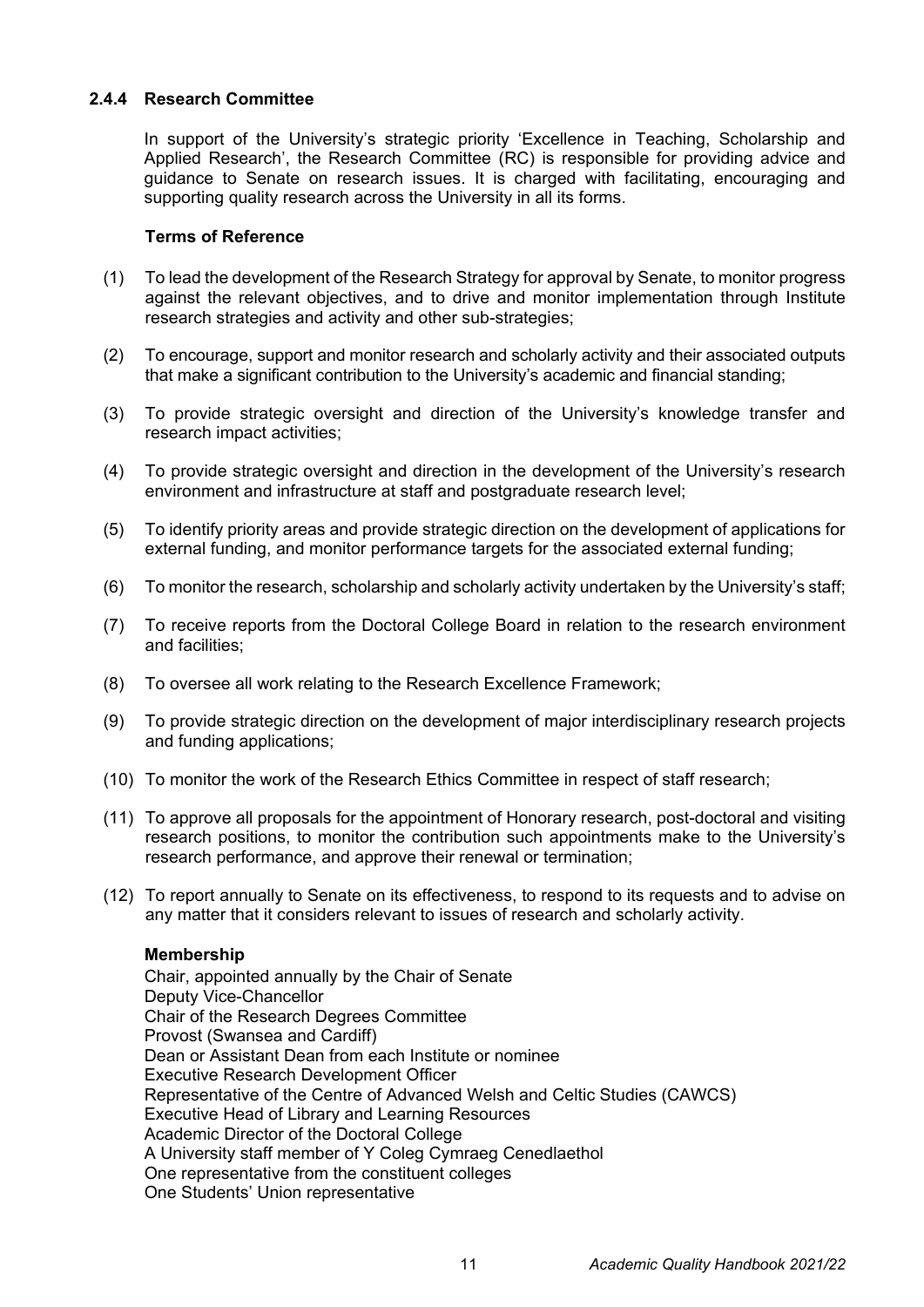### 2.4.4 Research Committee

In support of the University's strategic priority 'Excellence in Teaching, Scholarship and Applied Research', the Research Committee (RC) is responsible for providing advice and guidance to Senate on research issues. It is charged with facilitating, encouraging and supporting quality research across the University in all its forms.

**Terms of Reference**

(1) To lead the development of the Research Strategy for approval by Senate, to monitor progress against the relevant objectives, and to drive and monitor implementation through Institute research strategies and activity and other sub-strategies;

(2) To encourage, support and monitor research and scholarly activity and their associated outputs that make a significant contribution to the University's academic and financial standing;

(3) To provide strategic oversight and direction of the University's knowledge transfer and research impact activities;

(4) To provide strategic oversight and direction in the development of the University's research environment and infrastructure at staff and postgraduate research level;

(5) To identify priority areas and provide strategic direction on the development of applications for external funding, and monitor performance targets for the associated external funding;

(6) To monitor the research, scholarship and scholarly activity undertaken by the University's staff;

(7) To receive reports from the Doctoral College Board in relation to the research environment and facilities;

(8) To oversee all work relating to the Research Excellence Framework;

(9) To provide strategic direction on the development of major interdisciplinary research projects and funding applications;

(10) To monitor the work of the Research Ethics Committee in respect of staff research;

(11) To approve all proposals for the appointment of Honorary research, post-doctoral and visiting research positions, to monitor the contribution such appointments make to the University's research performance, and approve their renewal or termination;

(12) To report annually to Senate on its effectiveness, to respond to its requests and to advise on any matter that it considers relevant to issues of research and scholarly activity.

**Membership**

Chair, appointed annually by the Chair of Senate
Deputy Vice-Chancellor
Chair of the Research Degrees Committee
Provost (Swansea and Cardiff)
Dean or Assistant Dean from each Institute or nominee
Executive Research Development Officer
Representative of the Centre of Advanced Welsh and Celtic Studies (CAWCS)
Executive Head of Library and Learning Resources
Academic Director of the Doctoral College
A University staff member of Y Coleg Cymraeg Cenedlaethol
One representative from the constituent colleges
One Students' Union representative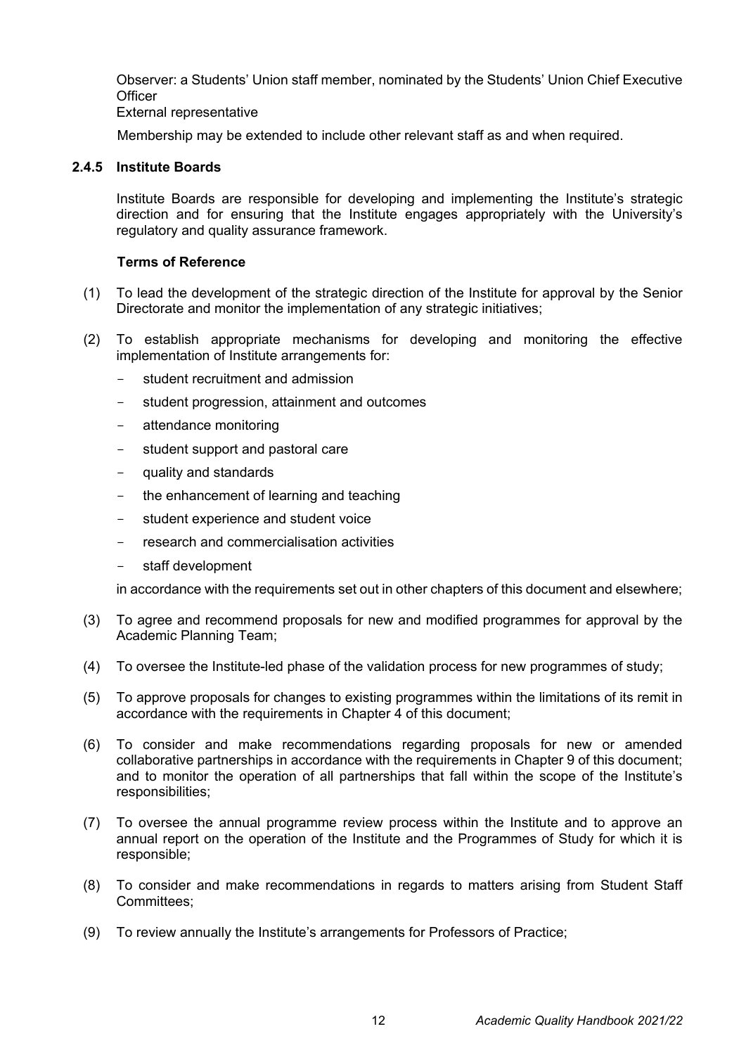Observer: a Students' Union staff member, nominated by the Students' Union Chief Executive Officer
External representative

Membership may be extended to include other relevant staff as and when required.

### 2.4.5 Institute Boards

Institute Boards are responsible for developing and implementing the Institute's strategic direction and for ensuring that the Institute engages appropriately with the University's regulatory and quality assurance framework.

**Terms of Reference**

(1) To lead the development of the strategic direction of the Institute for approval by the Senior Directorate and monitor the implementation of any strategic initiatives;

(2) To establish appropriate mechanisms for developing and monitoring the effective implementation of Institute arrangements for:

- student recruitment and admission
- student progression, attainment and outcomes
- attendance monitoring
- student support and pastoral care
- quality and standards
- the enhancement of learning and teaching
- student experience and student voice
- research and commercialisation activities
- staff development

in accordance with the requirements set out in other chapters of this document and elsewhere;

(3) To agree and recommend proposals for new and modified programmes for approval by the Academic Planning Team;

(4) To oversee the Institute-led phase of the validation process for new programmes of study;

(5) To approve proposals for changes to existing programmes within the limitations of its remit in accordance with the requirements in Chapter 4 of this document;

(6) To consider and make recommendations regarding proposals for new or amended collaborative partnerships in accordance with the requirements in Chapter 9 of this document; and to monitor the operation of all partnerships that fall within the scope of the Institute's responsibilities;

(7) To oversee the annual programme review process within the Institute and to approve an annual report on the operation of the Institute and the Programmes of Study for which it is responsible;

(8) To consider and make recommendations in regards to matters arising from Student Staff Committees;

(9) To review annually the Institute's arrangements for Professors of Practice;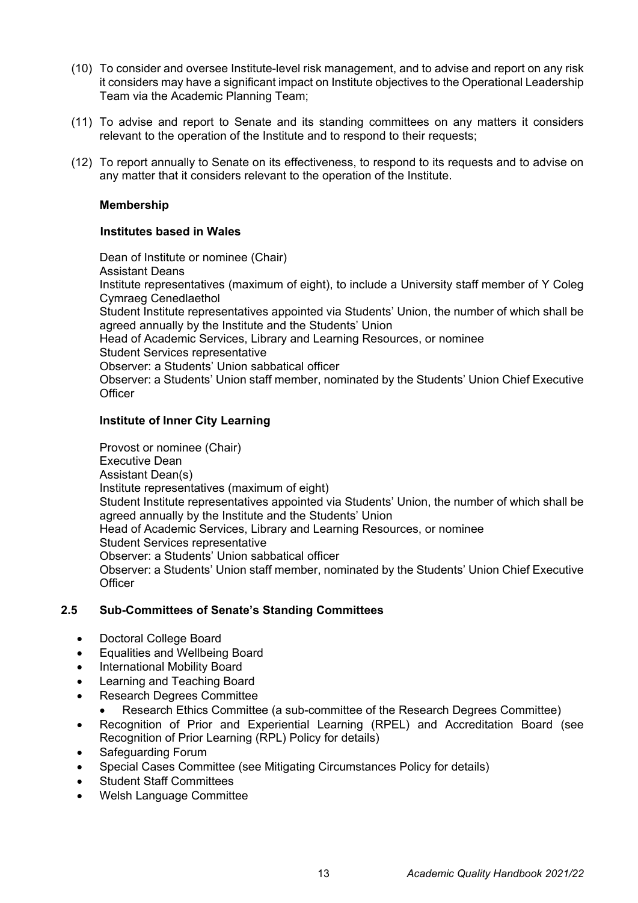(10) To consider and oversee Institute-level risk management, and to advise and report on any risk it considers may have a significant impact on Institute objectives to the Operational Leadership Team via the Academic Planning Team;

(11) To advise and report to Senate and its standing committees on any matters it considers relevant to the operation of the Institute and to respond to their requests;

(12) To report annually to Senate on its effectiveness, to respond to its requests and to advise on any matter that it considers relevant to the operation of the Institute.

**Membership**

**Institutes based in Wales**

Dean of Institute or nominee (Chair)
Assistant Deans
Institute representatives (maximum of eight), to include a University staff member of Y Coleg Cymraeg Cenedlaethol
Student Institute representatives appointed via Students' Union, the number of which shall be agreed annually by the Institute and the Students' Union
Head of Academic Services, Library and Learning Resources, or nominee
Student Services representative
Observer: a Students' Union sabbatical officer
Observer: a Students' Union staff member, nominated by the Students' Union Chief Executive Officer

**Institute of Inner City Learning**

Provost or nominee (Chair)
Executive Dean
Assistant Dean(s)
Institute representatives (maximum of eight)
Student Institute representatives appointed via Students' Union, the number of which shall be agreed annually by the Institute and the Students' Union
Head of Academic Services, Library and Learning Resources, or nominee
Student Services representative
Observer: a Students' Union sabbatical officer
Observer: a Students' Union staff member, nominated by the Students' Union Chief Executive Officer

## 2.5 Sub-Committees of Senate's Standing Committees

- Doctoral College Board
- Equalities and Wellbeing Board
- International Mobility Board
- Learning and Teaching Board
- Research Degrees Committee
    - Research Ethics Committee (a sub-committee of the Research Degrees Committee)
- Recognition of Prior and Experiential Learning (RPEL) and Accreditation Board (see Recognition of Prior Learning (RPL) Policy for details)
- Safeguarding Forum
- Special Cases Committee (see Mitigating Circumstances Policy for details)
- Student Staff Committees
- Welsh Language Committee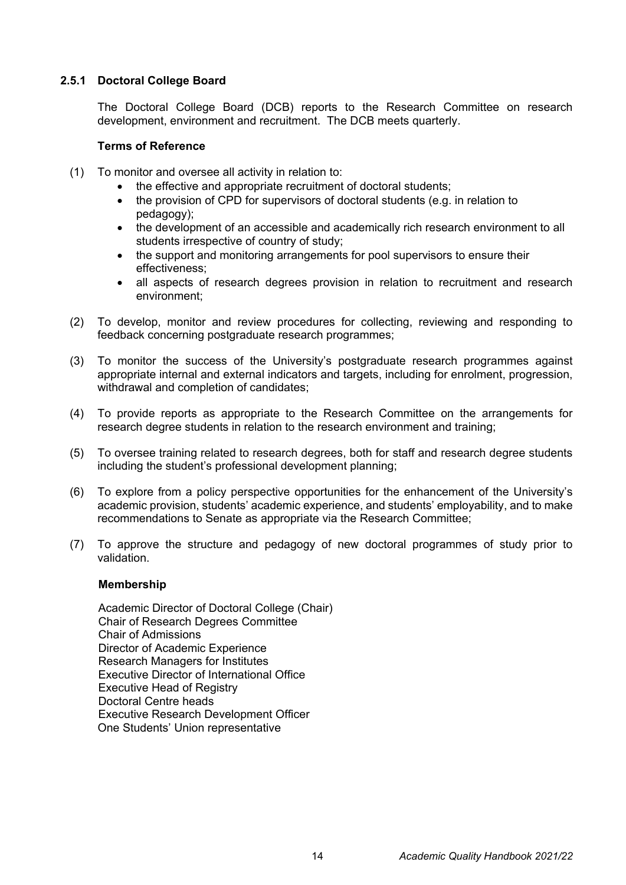### 2.5.1 Doctoral College Board

The Doctoral College Board (DCB) reports to the Research Committee on research development, environment and recruitment. The DCB meets quarterly.

**Terms of Reference**

(1) To monitor and oversee all activity in relation to:
- the effective and appropriate recruitment of doctoral students;
- the provision of CPD for supervisors of doctoral students (e.g. in relation to pedagogy);
- the development of an accessible and academically rich research environment to all students irrespective of country of study;
- the support and monitoring arrangements for pool supervisors to ensure their effectiveness;
- all aspects of research degrees provision in relation to recruitment and research environment;

(2) To develop, monitor and review procedures for collecting, reviewing and responding to feedback concerning postgraduate research programmes;

(3) To monitor the success of the University's postgraduate research programmes against appropriate internal and external indicators and targets, including for enrolment, progression, withdrawal and completion of candidates;

(4) To provide reports as appropriate to the Research Committee on the arrangements for research degree students in relation to the research environment and training;

(5) To oversee training related to research degrees, both for staff and research degree students including the student's professional development planning;

(6) To explore from a policy perspective opportunities for the enhancement of the University's academic provision, students' academic experience, and students' employability, and to make recommendations to Senate as appropriate via the Research Committee;

(7) To approve the structure and pedagogy of new doctoral programmes of study prior to validation.

**Membership**

Academic Director of Doctoral College (Chair)
Chair of Research Degrees Committee
Chair of Admissions
Director of Academic Experience
Research Managers for Institutes
Executive Director of International Office
Executive Head of Registry
Doctoral Centre heads
Executive Research Development Officer
One Students' Union representative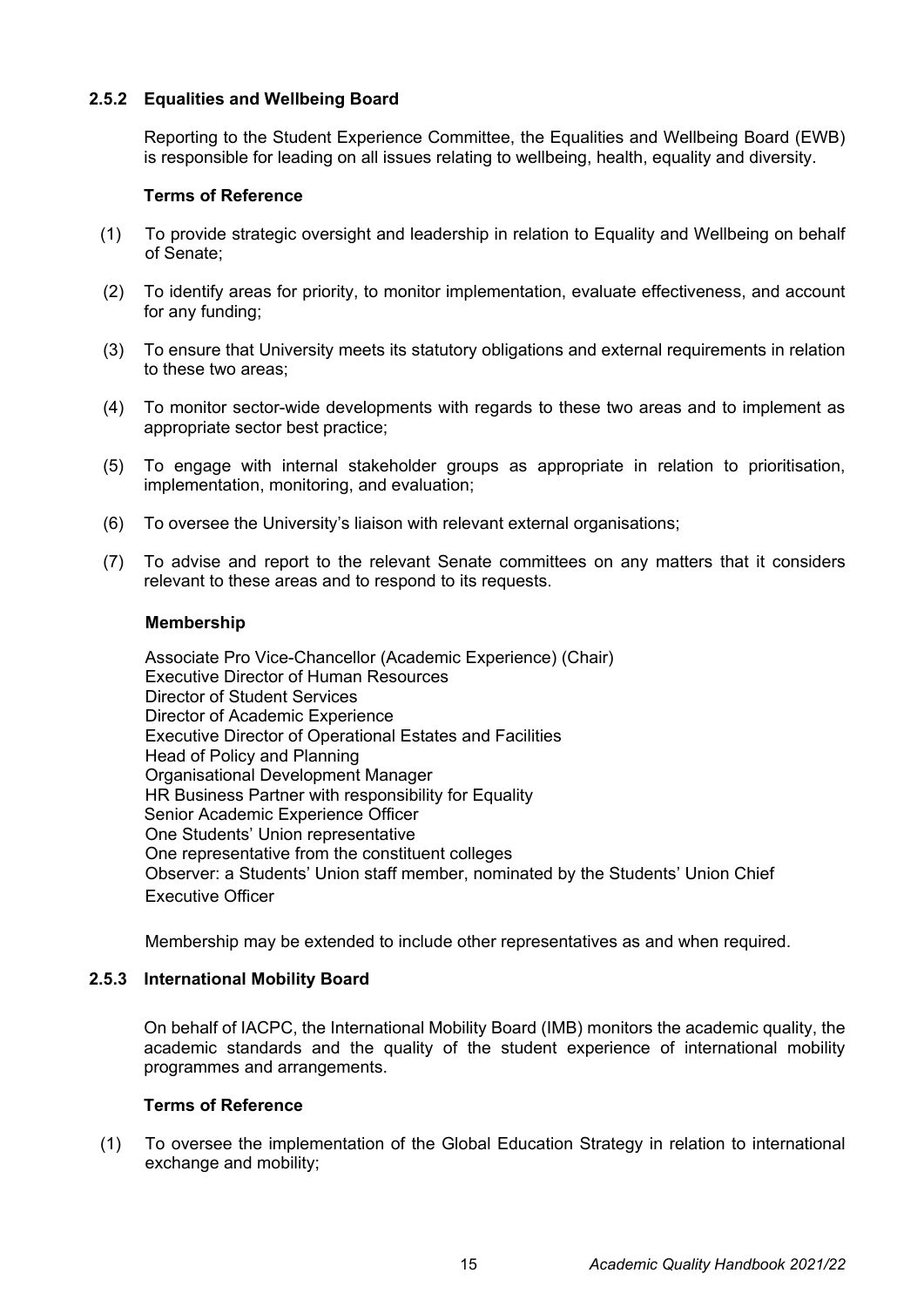### 2.5.2 Equalities and Wellbeing Board

Reporting to the Student Experience Committee, the Equalities and Wellbeing Board (EWB) is responsible for leading on all issues relating to wellbeing, health, equality and diversity.

**Terms of Reference**

(1) To provide strategic oversight and leadership in relation to Equality and Wellbeing on behalf of Senate;

(2) To identify areas for priority, to monitor implementation, evaluate effectiveness, and account for any funding;

(3) To ensure that University meets its statutory obligations and external requirements in relation to these two areas;

(4) To monitor sector-wide developments with regards to these two areas and to implement as appropriate sector best practice;

(5) To engage with internal stakeholder groups as appropriate in relation to prioritisation, implementation, monitoring, and evaluation;

(6) To oversee the University's liaison with relevant external organisations;

(7) To advise and report to the relevant Senate committees on any matters that it considers relevant to these areas and to respond to its requests.

**Membership**

Associate Pro Vice-Chancellor (Academic Experience) (Chair)
Executive Director of Human Resources
Director of Student Services
Director of Academic Experience
Executive Director of Operational Estates and Facilities
Head of Policy and Planning
Organisational Development Manager
HR Business Partner with responsibility for Equality
Senior Academic Experience Officer
One Students' Union representative
One representative from the constituent colleges
Observer: a Students' Union staff member, nominated by the Students' Union Chief Executive Officer

Membership may be extended to include other representatives as and when required.

### 2.5.3 International Mobility Board

On behalf of IACPC, the International Mobility Board (IMB) monitors the academic quality, the academic standards and the quality of the student experience of international mobility programmes and arrangements.

**Terms of Reference**

(1) To oversee the implementation of the Global Education Strategy in relation to international exchange and mobility;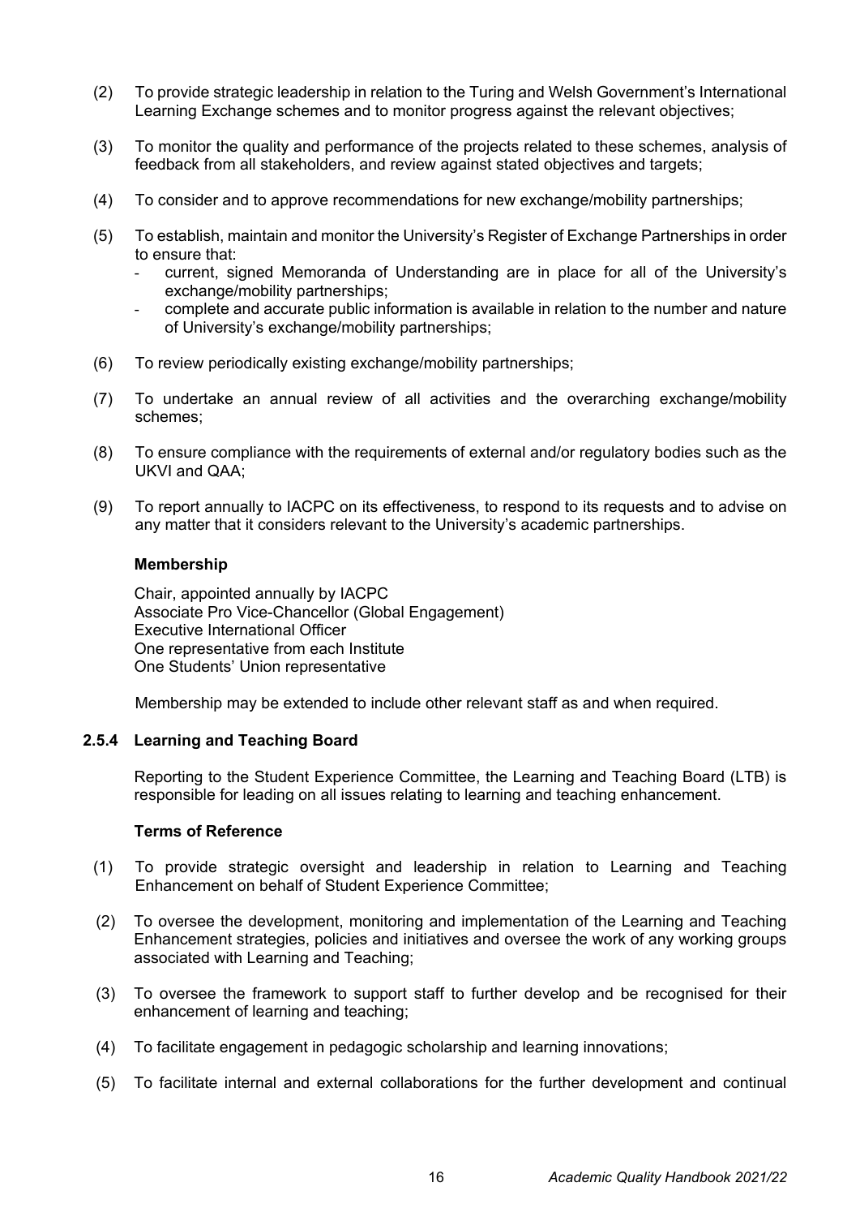(2) To provide strategic leadership in relation to the Turing and Welsh Government's International Learning Exchange schemes and to monitor progress against the relevant objectives;

(3) To monitor the quality and performance of the projects related to these schemes, analysis of feedback from all stakeholders, and review against stated objectives and targets;

(4) To consider and to approve recommendations for new exchange/mobility partnerships;

(5) To establish, maintain and monitor the University's Register of Exchange Partnerships in order to ensure that:
   - current, signed Memoranda of Understanding are in place for all of the University's exchange/mobility partnerships;
   - complete and accurate public information is available in relation to the number and nature of University's exchange/mobility partnerships;

(6) To review periodically existing exchange/mobility partnerships;

(7) To undertake an annual review of all activities and the overarching exchange/mobility schemes;

(8) To ensure compliance with the requirements of external and/or regulatory bodies such as the UKVI and QAA;

(9) To report annually to IACPC on its effectiveness, to respond to its requests and to advise on any matter that it considers relevant to the University's academic partnerships.

**Membership**

Chair, appointed annually by IACPC
Associate Pro Vice-Chancellor (Global Engagement)
Executive International Officer
One representative from each Institute
One Students' Union representative

Membership may be extended to include other relevant staff as and when required.

### 2.5.4 Learning and Teaching Board

Reporting to the Student Experience Committee, the Learning and Teaching Board (LTB) is responsible for leading on all issues relating to learning and teaching enhancement.

**Terms of Reference**

(1) To provide strategic oversight and leadership in relation to Learning and Teaching Enhancement on behalf of Student Experience Committee;

(2) To oversee the development, monitoring and implementation of the Learning and Teaching Enhancement strategies, policies and initiatives and oversee the work of any working groups associated with Learning and Teaching;

(3) To oversee the framework to support staff to further develop and be recognised for their enhancement of learning and teaching;

(4) To facilitate engagement in pedagogic scholarship and learning innovations;

(5) To facilitate internal and external collaborations for the further development and continual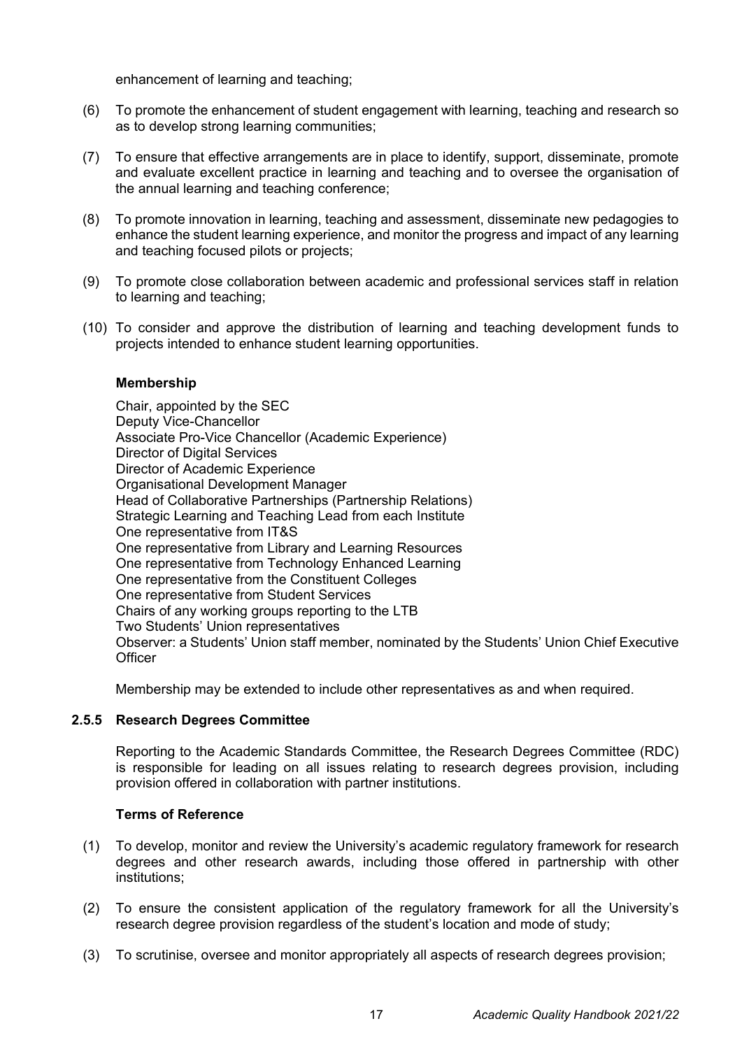enhancement of learning and teaching;

(6) To promote the enhancement of student engagement with learning, teaching and research so as to develop strong learning communities;

(7) To ensure that effective arrangements are in place to identify, support, disseminate, promote and evaluate excellent practice in learning and teaching and to oversee the organisation of the annual learning and teaching conference;

(8) To promote innovation in learning, teaching and assessment, disseminate new pedagogies to enhance the student learning experience, and monitor the progress and impact of any learning and teaching focused pilots or projects;

(9) To promote close collaboration between academic and professional services staff in relation to learning and teaching;

(10) To consider and approve the distribution of learning and teaching development funds to projects intended to enhance student learning opportunities.

**Membership**

Chair, appointed by the SEC
Deputy Vice-Chancellor
Associate Pro-Vice Chancellor (Academic Experience)
Director of Digital Services
Director of Academic Experience
Organisational Development Manager
Head of Collaborative Partnerships (Partnership Relations)
Strategic Learning and Teaching Lead from each Institute
One representative from IT&S
One representative from Library and Learning Resources
One representative from Technology Enhanced Learning
One representative from the Constituent Colleges
One representative from Student Services
Chairs of any working groups reporting to the LTB
Two Students' Union representatives
Observer: a Students' Union staff member, nominated by the Students' Union Chief Executive Officer

Membership may be extended to include other representatives as and when required.

### 2.5.5 Research Degrees Committee

Reporting to the Academic Standards Committee, the Research Degrees Committee (RDC) is responsible for leading on all issues relating to research degrees provision, including provision offered in collaboration with partner institutions.

**Terms of Reference**

(1) To develop, monitor and review the University's academic regulatory framework for research degrees and other research awards, including those offered in partnership with other institutions;

(2) To ensure the consistent application of the regulatory framework for all the University's research degree provision regardless of the student's location and mode of study;

(3) To scrutinise, oversee and monitor appropriately all aspects of research degrees provision;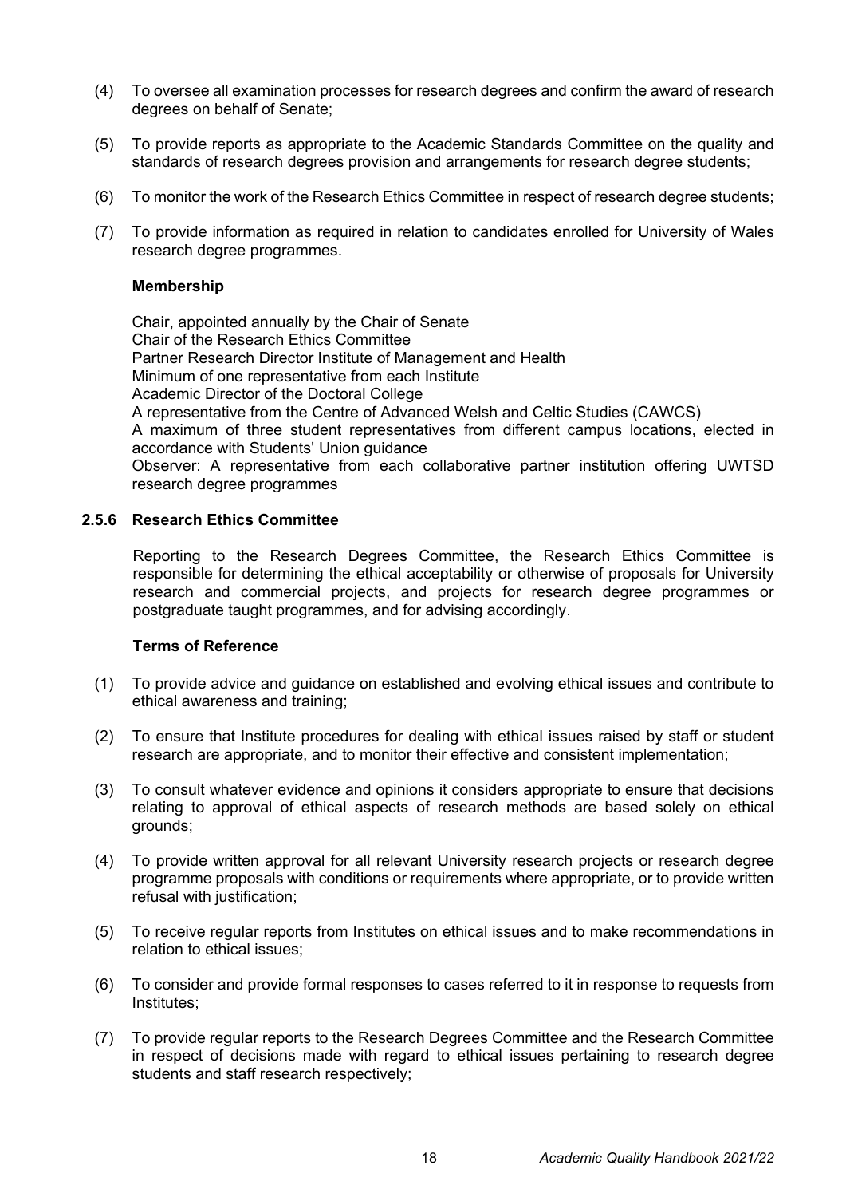(4) To oversee all examination processes for research degrees and confirm the award of research degrees on behalf of Senate;

(5) To provide reports as appropriate to the Academic Standards Committee on the quality and standards of research degrees provision and arrangements for research degree students;

(6) To monitor the work of the Research Ethics Committee in respect of research degree students;

(7) To provide information as required in relation to candidates enrolled for University of Wales research degree programmes.

**Membership**

Chair, appointed annually by the Chair of Senate
Chair of the Research Ethics Committee
Partner Research Director Institute of Management and Health
Minimum of one representative from each Institute
Academic Director of the Doctoral College
A representative from the Centre of Advanced Welsh and Celtic Studies (CAWCS)
A maximum of three student representatives from different campus locations, elected in accordance with Students' Union guidance
Observer: A representative from each collaborative partner institution offering UWTSD research degree programmes

### 2.5.6 Research Ethics Committee

Reporting to the Research Degrees Committee, the Research Ethics Committee is responsible for determining the ethical acceptability or otherwise of proposals for University research and commercial projects, and projects for research degree programmes or postgraduate taught programmes, and for advising accordingly.

**Terms of Reference**

(1) To provide advice and guidance on established and evolving ethical issues and contribute to ethical awareness and training;

(2) To ensure that Institute procedures for dealing with ethical issues raised by staff or student research are appropriate, and to monitor their effective and consistent implementation;

(3) To consult whatever evidence and opinions it considers appropriate to ensure that decisions relating to approval of ethical aspects of research methods are based solely on ethical grounds;

(4) To provide written approval for all relevant University research projects or research degree programme proposals with conditions or requirements where appropriate, or to provide written refusal with justification;

(5) To receive regular reports from Institutes on ethical issues and to make recommendations in relation to ethical issues;

(6) To consider and provide formal responses to cases referred to it in response to requests from Institutes;

(7) To provide regular reports to the Research Degrees Committee and the Research Committee in respect of decisions made with regard to ethical issues pertaining to research degree students and staff research respectively;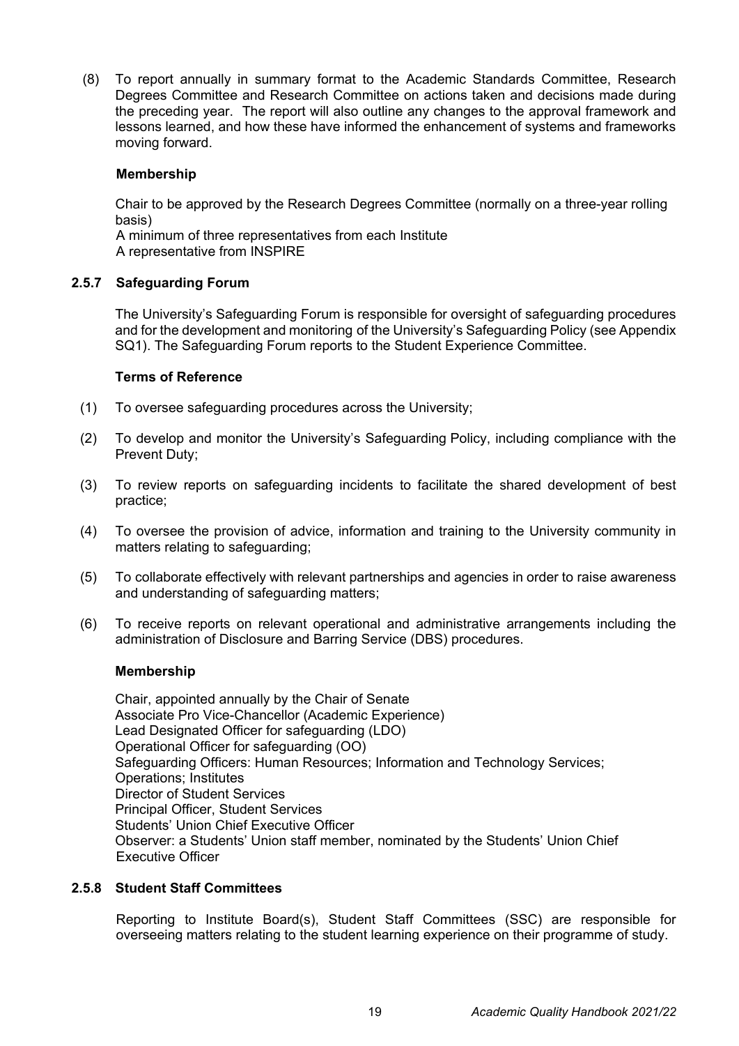(8) To report annually in summary format to the Academic Standards Committee, Research Degrees Committee and Research Committee on actions taken and decisions made during the preceding year. The report will also outline any changes to the approval framework and lessons learned, and how these have informed the enhancement of systems and frameworks moving forward.

**Membership**

Chair to be approved by the Research Degrees Committee (normally on a three-year rolling basis)
A minimum of three representatives from each Institute
A representative from INSPIRE

### 2.5.7 Safeguarding Forum

The University's Safeguarding Forum is responsible for oversight of safeguarding procedures and for the development and monitoring of the University's Safeguarding Policy (see Appendix SQ1). The Safeguarding Forum reports to the Student Experience Committee.

**Terms of Reference**

(1) To oversee safeguarding procedures across the University;

(2) To develop and monitor the University's Safeguarding Policy, including compliance with the Prevent Duty;

(3) To review reports on safeguarding incidents to facilitate the shared development of best practice;

(4) To oversee the provision of advice, information and training to the University community in matters relating to safeguarding;

(5) To collaborate effectively with relevant partnerships and agencies in order to raise awareness and understanding of safeguarding matters;

(6) To receive reports on relevant operational and administrative arrangements including the administration of Disclosure and Barring Service (DBS) procedures.

**Membership**

Chair, appointed annually by the Chair of Senate
Associate Pro Vice-Chancellor (Academic Experience)
Lead Designated Officer for safeguarding (LDO)
Operational Officer for safeguarding (OO)
Safeguarding Officers: Human Resources; Information and Technology Services; Operations; Institutes
Director of Student Services
Principal Officer, Student Services
Students' Union Chief Executive Officer
Observer: a Students' Union staff member, nominated by the Students' Union Chief Executive Officer

### 2.5.8 Student Staff Committees

Reporting to Institute Board(s), Student Staff Committees (SSC) are responsible for overseeing matters relating to the student learning experience on their programme of study.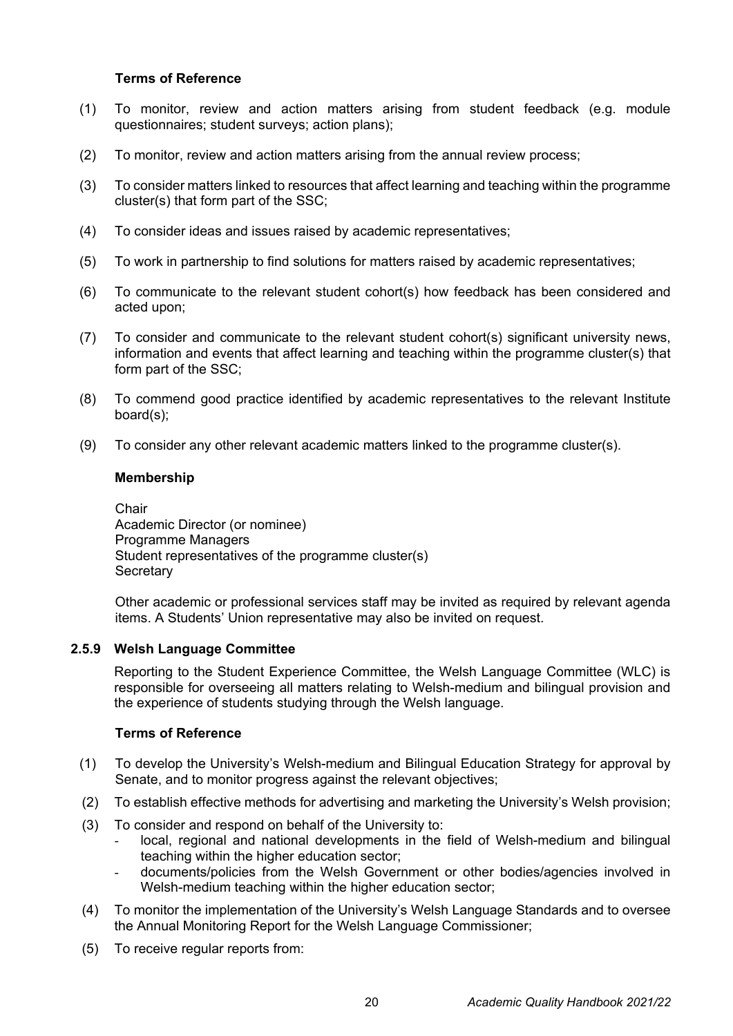#### Terms of Reference

(1) To monitor, review and action matters arising from student feedback (e.g. module questionnaires; student surveys; action plans);

(2) To monitor, review and action matters arising from the annual review process;

(3) To consider matters linked to resources that affect learning and teaching within the programme cluster(s) that form part of the SSC;

(4) To consider ideas and issues raised by academic representatives;

(5) To work in partnership to find solutions for matters raised by academic representatives;

(6) To communicate to the relevant student cohort(s) how feedback has been considered and acted upon;

(7) To consider and communicate to the relevant student cohort(s) significant university news, information and events that affect learning and teaching within the programme cluster(s) that form part of the SSC;

(8) To commend good practice identified by academic representatives to the relevant Institute board(s);

(9) To consider any other relevant academic matters linked to the programme cluster(s).

#### Membership

Chair
Academic Director (or nominee)
Programme Managers
Student representatives of the programme cluster(s)
Secretary

Other academic or professional services staff may be invited as required by relevant agenda items. A Students' Union representative may also be invited on request.

### 2.5.9 Welsh Language Committee

Reporting to the Student Experience Committee, the Welsh Language Committee (WLC) is responsible for overseeing all matters relating to Welsh-medium and bilingual provision and the experience of students studying through the Welsh language.

#### Terms of Reference

(1) To develop the University's Welsh-medium and Bilingual Education Strategy for approval by Senate, and to monitor progress against the relevant objectives;

(2) To establish effective methods for advertising and marketing the University's Welsh provision;

(3) To consider and respond on behalf of the University to:
- local, regional and national developments in the field of Welsh-medium and bilingual teaching within the higher education sector;
- documents/policies from the Welsh Government or other bodies/agencies involved in Welsh-medium teaching within the higher education sector;

(4) To monitor the implementation of the University's Welsh Language Standards and to oversee the Annual Monitoring Report for the Welsh Language Commissioner;

(5) To receive regular reports from: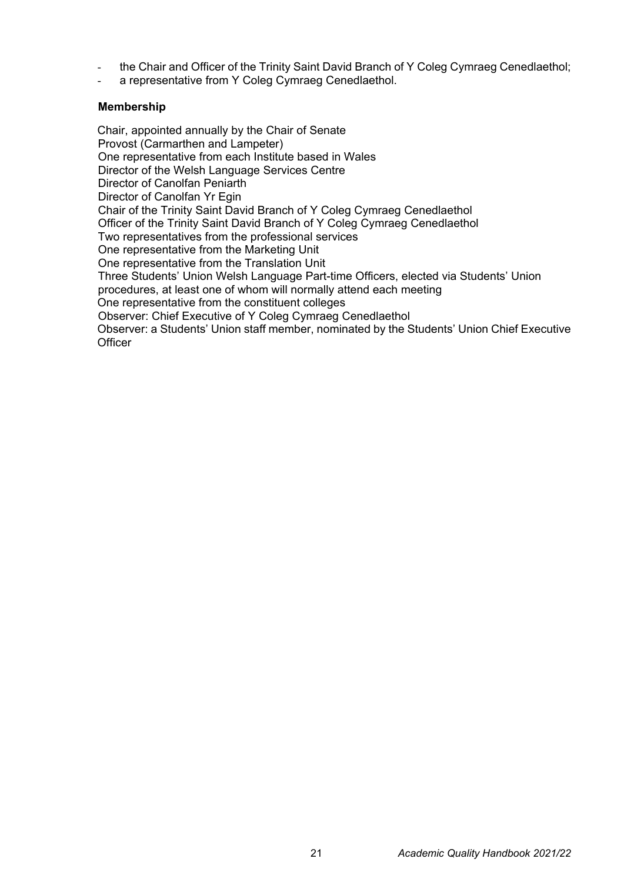- the Chair and Officer of the Trinity Saint David Branch of Y Coleg Cymraeg Cenedlaethol;
- a representative from Y Coleg Cymraeg Cenedlaethol.

**Membership**

Chair, appointed annually by the Chair of Senate
Provost (Carmarthen and Lampeter)
One representative from each Institute based in Wales
Director of the Welsh Language Services Centre
Director of Canolfan Peniarth
Director of Canolfan Yr Egin
Chair of the Trinity Saint David Branch of Y Coleg Cymraeg Cenedlaethol
Officer of the Trinity Saint David Branch of Y Coleg Cymraeg Cenedlaethol
Two representatives from the professional services
One representative from the Marketing Unit
One representative from the Translation Unit
Three Students' Union Welsh Language Part-time Officers, elected via Students' Union procedures, at least one of whom will normally attend each meeting
One representative from the constituent colleges
Observer: Chief Executive of Y Coleg Cymraeg Cenedlaethol
Observer: a Students' Union staff member, nominated by the Students' Union Chief Executive Officer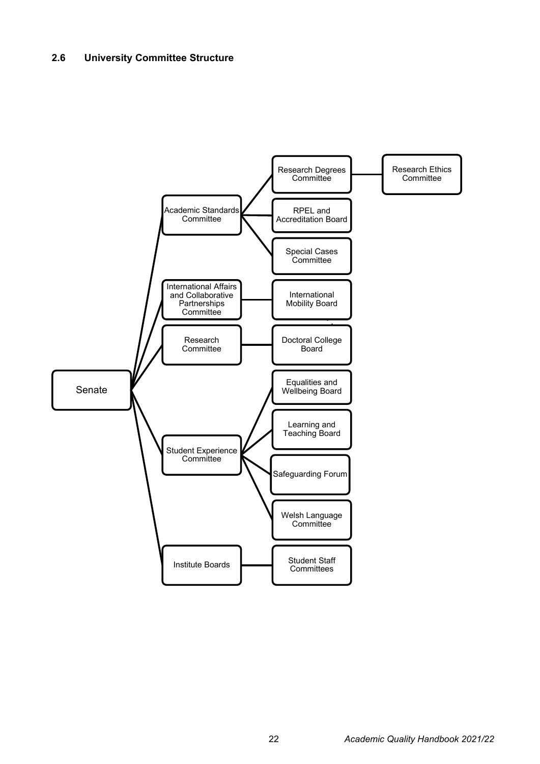## 2.6 University Committee Structure

Senate

Academic Standards Committee

Research Degrees Committee

Research Ethics Committee

RPEL and Accreditation Board

Special Cases Committee

International Affairs and Collaborative Partnerships Committee

International Mobility Board

Research Committee

Doctoral College Board

Student Experience Committee

Equalities and Wellbeing Board

Learning and Teaching Board

Safeguarding Forum

Welsh Language Committee

Institute Boards

Student Staff Committees